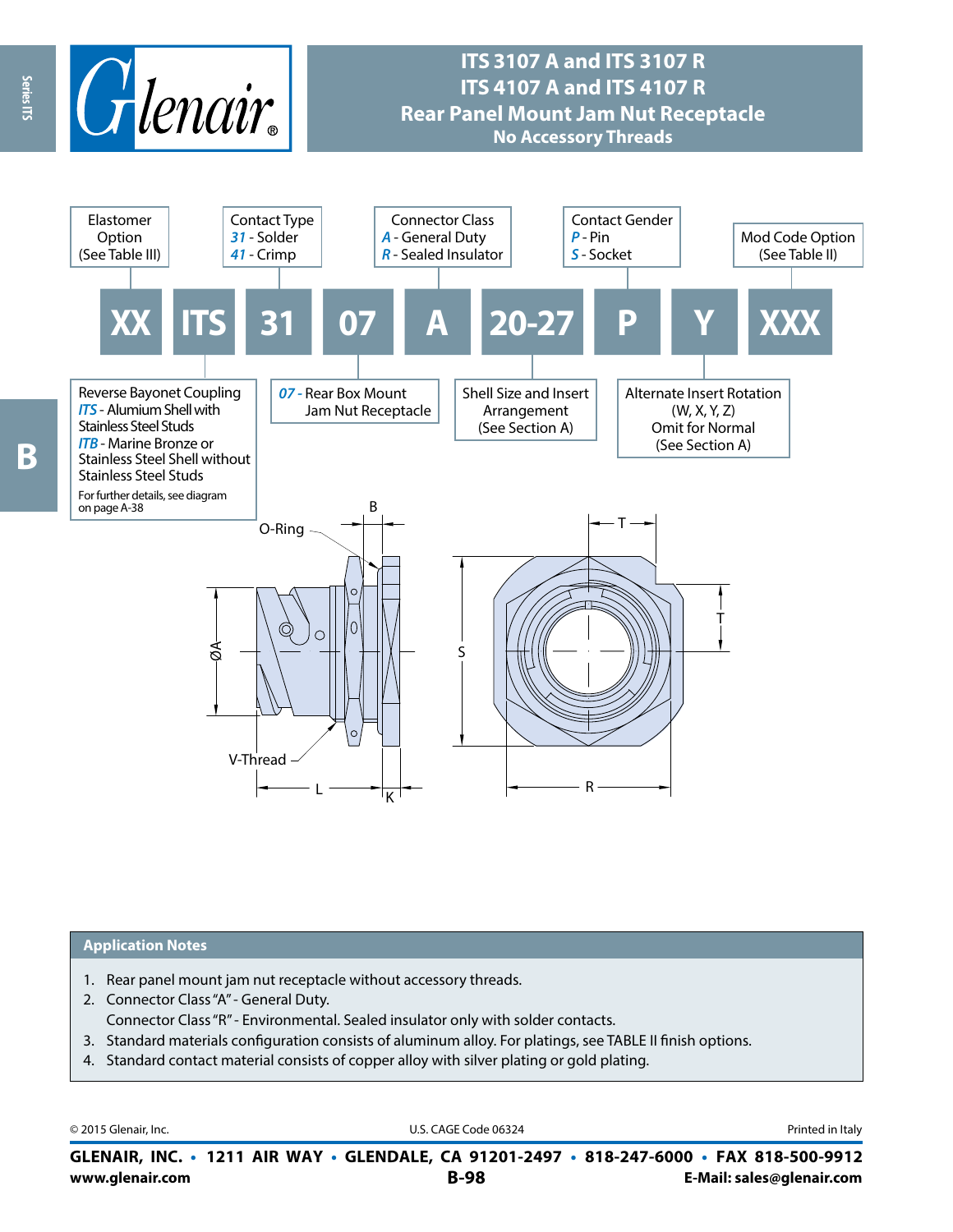# ITS 3107 A and ITS 3107 R
# ITS 4107 A and ITS 4107 R
# Rear Panel Mount Jam Nut Receptacle
## No Accessory Threads

| XX | ITS | 31 | 07 | A | 20-27 | P | Y | XXX |
|---|---|---|---|---|---|---|---|---|

- **XX** – Elastomer Option (See Table III)
- **ITS** – Reverse Bayonet Coupling
  - *ITS* - Alumium Shell with Stainless Steel Studs
  - *ITB* - Marine Bronze or Stainless Steel Shell without Stainless Steel Studs
  - For further details, see diagram on page A-38
- **31** – Contact Type
  - *31* - Solder
  - *41* - Crimp
- **07** – *07* - Rear Box Mount Jam Nut Receptacle
- **A** – Connector Class
  - *A* - General Duty
  - *R* - Sealed Insulator
- **20-27** – Shell Size and Insert Arrangement (See Section A)
- **P** – Contact Gender
  - *P* - Pin
  - *S* - Socket
- **Y** – Alternate Insert Rotation (W, X, Y, Z) Omit for Normal (See Section A)
- **XXX** – Mod Code Option (See Table II)

O-Ring, B, ØA, V-Thread, L, K, T, S, R, T

## Application Notes

1. Rear panel mount jam nut receptacle without accessory threads.
2. Connector Class "A" - General Duty.
   Connector Class "R" - Environmental. Sealed insulator only with solder contacts.
3. Standard materials configuration consists of aluminum alloy. For platings, see TABLE II finish options.
4. Standard contact material consists of copper alloy with silver plating or gold plating.

© 2015 Glenair, Inc. U.S. CAGE Code 06324 Printed in Italy

**GLENAIR, INC. • 1211 AIR WAY • GLENDALE, CA 91201-2497 • 818-247-6000 • FAX 818-500-9912**
**www.glenair.com** **B-98** **E-Mail: sales@glenair.com**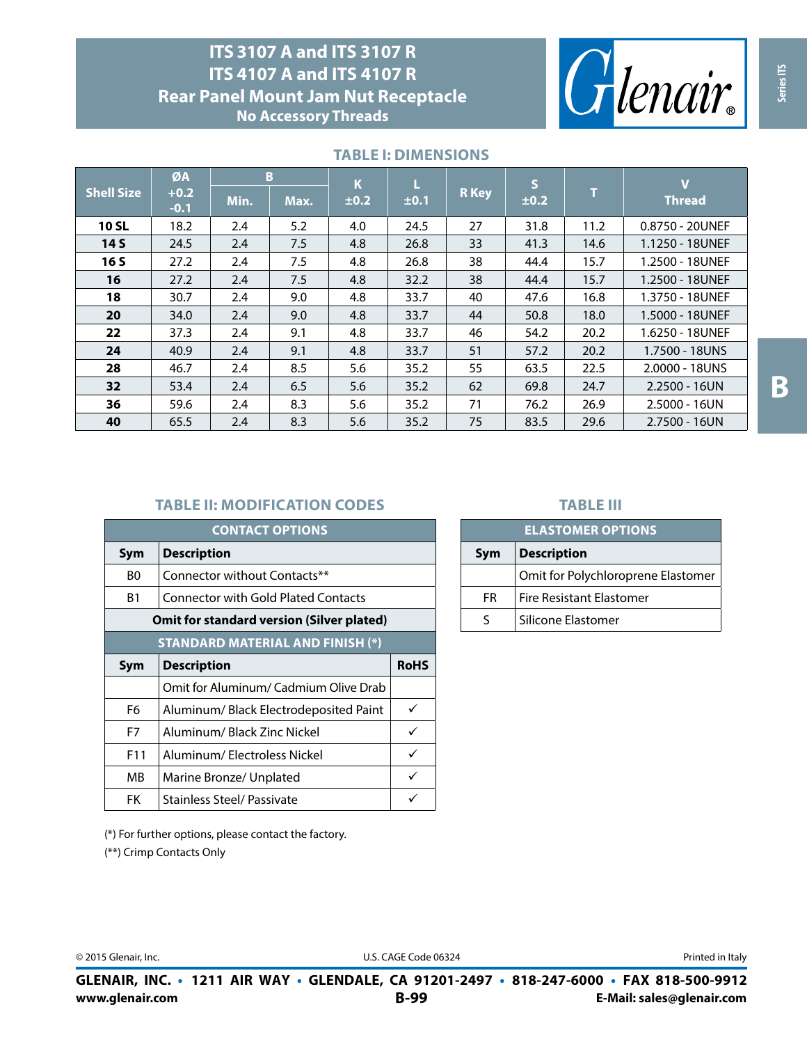# ITS 3107 A and ITS 3107 R
# ITS 4107 A and ITS 4107 R
# Rear Panel Mount Jam Nut Receptacle
## No Accessory Threads

## TABLE I: DIMENSIONS

| Shell Size | ØA +0.2 -0.1 | B | | K ±0.2 | L ±0.1 | R Key | S ±0.2 | T | V Thread |
|---|---|---|---|---|---|---|---|---|---|
| | | Min. | Max. | | | | | | |
| **10 SL** | 18.2 | 2.4 | 5.2 | 4.0 | 24.5 | 27 | 31.8 | 11.2 | 0.8750 - 20UNEF |
| **14 S** | 24.5 | 2.4 | 7.5 | 4.8 | 26.8 | 33 | 41.3 | 14.6 | 1.1250 - 18UNEF |
| **16 S** | 27.2 | 2.4 | 7.5 | 4.8 | 26.8 | 38 | 44.4 | 15.7 | 1.2500 - 18UNEF |
| **16** | 27.2 | 2.4 | 7.5 | 4.8 | 32.2 | 38 | 44.4 | 15.7 | 1.2500 - 18UNEF |
| **18** | 30.7 | 2.4 | 9.0 | 4.8 | 33.7 | 40 | 47.6 | 16.8 | 1.3750 - 18UNEF |
| **20** | 34.0 | 2.4 | 9.0 | 4.8 | 33.7 | 44 | 50.8 | 18.0 | 1.5000 - 18UNEF |
| **22** | 37.3 | 2.4 | 9.1 | 4.8 | 33.7 | 46 | 54.2 | 20.2 | 1.6250 - 18UNEF |
| **24** | 40.9 | 2.4 | 9.1 | 4.8 | 33.7 | 51 | 57.2 | 20.2 | 1.7500 - 18UNS |
| **28** | 46.7 | 2.4 | 8.5 | 5.6 | 35.2 | 55 | 63.5 | 22.5 | 2.0000 - 18UNS |
| **32** | 53.4 | 2.4 | 6.5 | 5.6 | 35.2 | 62 | 69.8 | 24.7 | 2.2500 - 16UN |
| **36** | 59.6 | 2.4 | 8.3 | 5.6 | 35.2 | 71 | 76.2 | 26.9 | 2.5000 - 16UN |
| **40** | 65.5 | 2.4 | 8.3 | 5.6 | 35.2 | 75 | 83.5 | 29.6 | 2.7500 - 16UN |

## TABLE II: MODIFICATION CODES

| CONTACT OPTIONS | | |
|---|---|---|
| **Sym** | **Description** | |
| B0 | Connector without Contacts** | |
| B1 | Connector with Gold Plated Contacts | |
| **Omit for standard version (Silver plated)** | | |
| **STANDARD MATERIAL AND FINISH (*)** | | |
| **Sym** | **Description** | **RoHS** |
| | Omit for Aluminum/ Cadmium Olive Drab | |
| F6 | Aluminum/ Black Electrodeposited Paint | ✓ |
| F7 | Aluminum/ Black Zinc Nickel | ✓ |
| F11 | Aluminum/ Electroless Nickel | ✓ |
| MB | Marine Bronze/ Unplated | ✓ |
| FK | Stainless Steel/ Passivate | ✓ |

(*) For further options, please contact the factory.

(**) Crimp Contacts Only

## TABLE III

| ELASTOMER OPTIONS | |
|---|---|
| **Sym** | **Description** |
| | Omit for Polychloroprene Elastomer |
| FR | Fire Resistant Elastomer |
| S | Silicone Elastomer |